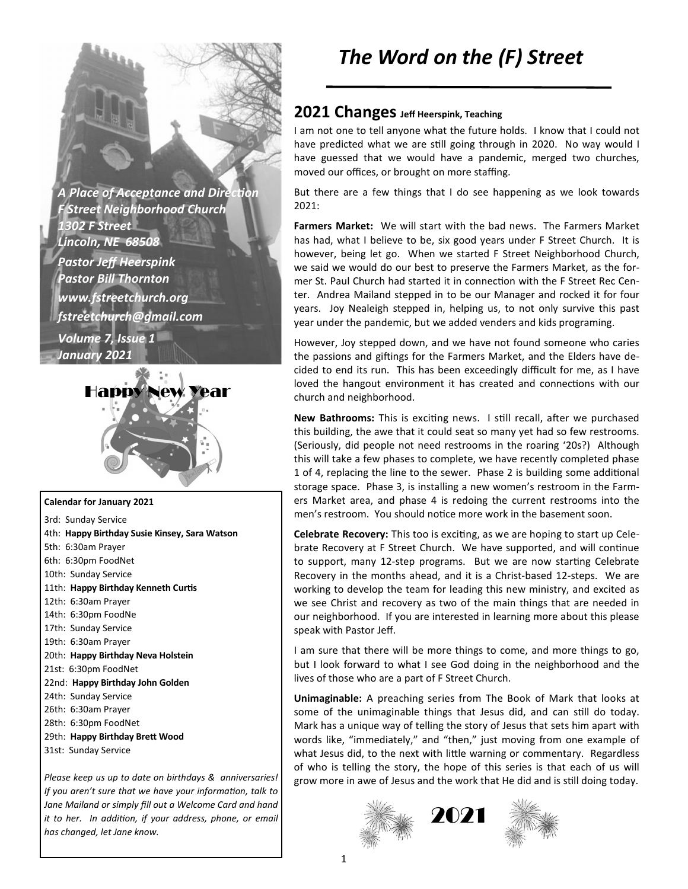*A Place of Acceptance and Direction*
*F Street Neighborhood Church*
*1302 F Street*
*Lincoln, NE 68508*
*Pastor Jeff Heerspink*
*Pastor Bill Thornton*
*www.fstreetchurch.org*
*fstreetchurch@gmail.com*
*Volume 7, Issue 1*
*January 2021*

Happy New Year

**Calendar for January 2021**

3rd: Sunday Service
4th: **Happy Birthday Susie Kinsey, Sara Watson**
5th: 6:30am Prayer
6th: 6:30pm FoodNet
10th: Sunday Service
11th: **Happy Birthday Kenneth Curtis**
12th: 6:30am Prayer
14th: 6:30pm FoodNe
17th: Sunday Service
19th: 6:30am Prayer
20th: **Happy Birthday Neva Holstein**
21st: 6:30pm FoodNet
22nd: **Happy Birthday John Golden**
24th: Sunday Service
26th: 6:30am Prayer
28th: 6:30pm FoodNet
29th: **Happy Birthday Brett Wood**
31st: Sunday Service

*Please keep us up to date on birthdays & anniversaries! If you aren't sure that we have your information, talk to Jane Mailand or simply fill out a Welcome Card and hand it to her. In addition, if your address, phone, or email has changed, let Jane know.*

# *The Word on the (F) Street*

## 2021 Changes Jeff Heerspink, Teaching

I am not one to tell anyone what the future holds. I know that I could not have predicted what we are still going through in 2020. No way would I have guessed that we would have a pandemic, merged two churches, moved our offices, or brought on more staffing.

But there are a few things that I do see happening as we look towards 2021:

**Farmers Market:** We will start with the bad news. The Farmers Market has had, what I believe to be, six good years under F Street Church. It is however, being let go. When we started F Street Neighborhood Church, we said we would do our best to preserve the Farmers Market, as the former St. Paul Church had started it in connection with the F Street Rec Center. Andrea Mailand stepped in to be our Manager and rocked it for four years. Joy Nealeigh stepped in, helping us, to not only survive this past year under the pandemic, but we added venders and kids programing.

However, Joy stepped down, and we have not found someone who caries the passions and giftings for the Farmers Market, and the Elders have decided to end its run. This has been exceedingly difficult for me, as I have loved the hangout environment it has created and connections with our church and neighborhood.

**New Bathrooms:** This is exciting news. I still recall, after we purchased this building, the awe that it could seat so many yet had so few restrooms. (Seriously, did people not need restrooms in the roaring '20s?) Although this will take a few phases to complete, we have recently completed phase 1 of 4, replacing the line to the sewer. Phase 2 is building some additional storage space. Phase 3, is installing a new women's restroom in the Farmers Market area, and phase 4 is redoing the current restrooms into the men's restroom. You should notice more work in the basement soon.

**Celebrate Recovery:** This too is exciting, as we are hoping to start up Celebrate Recovery at F Street Church. We have supported, and will continue to support, many 12-step programs. But we are now starting Celebrate Recovery in the months ahead, and it is a Christ-based 12-steps. We are working to develop the team for leading this new ministry, and excited as we see Christ and recovery as two of the main things that are needed in our neighborhood. If you are interested in learning more about this please speak with Pastor Jeff.

I am sure that there will be more things to come, and more things to go, but I look forward to what I see God doing in the neighborhood and the lives of those who are a part of F Street Church.

**Unimaginable:** A preaching series from The Book of Mark that looks at some of the unimaginable things that Jesus did, and can still do today. Mark has a unique way of telling the story of Jesus that sets him apart with words like, "immediately," and "then," just moving from one example of what Jesus did, to the next with little warning or commentary. Regardless of who is telling the story, the hope of this series is that each of us will grow more in awe of Jesus and the work that He did and is still doing today.

2021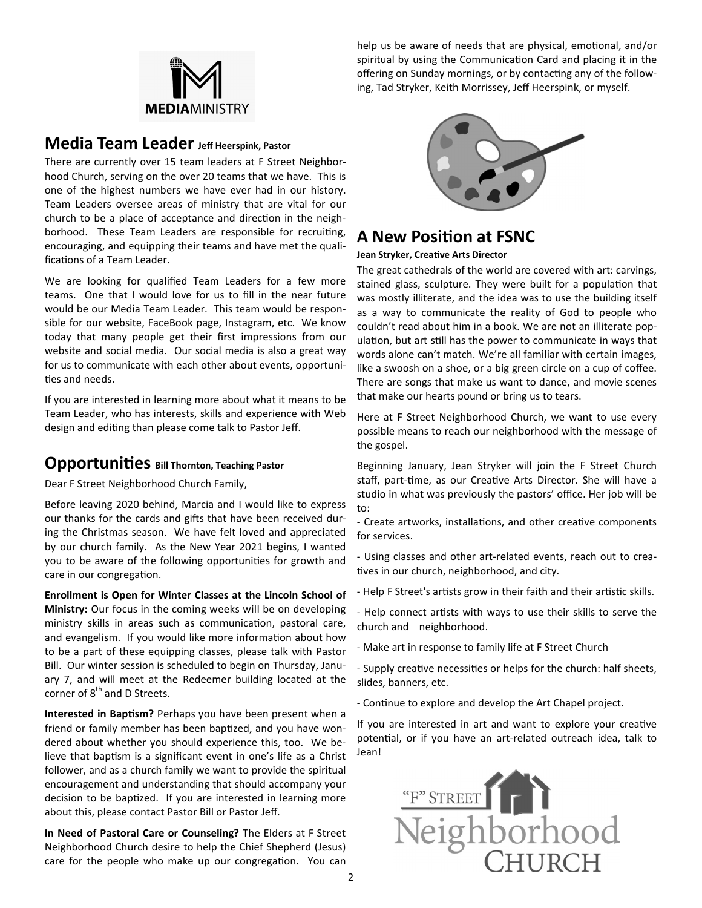## Media Team Leader **Jeff Heerspink, Pastor**

There are currently over 15 team leaders at F Street Neighborhood Church, serving on the over 20 teams that we have. This is one of the highest numbers we have ever had in our history. Team Leaders oversee areas of ministry that are vital for our church to be a place of acceptance and direction in the neighborhood. These Team Leaders are responsible for recruiting, encouraging, and equipping their teams and have met the qualifications of a Team Leader.

We are looking for qualified Team Leaders for a few more teams. One that I would love for us to fill in the near future would be our Media Team Leader. This team would be responsible for our website, FaceBook page, Instagram, etc. We know today that many people get their first impressions from our website and social media. Our social media is also a great way for us to communicate with each other about events, opportunities and needs.

If you are interested in learning more about what it means to be Team Leader, who has interests, skills and experience with Web design and editing than please come talk to Pastor Jeff.

## Opportunities **Bill Thornton, Teaching Pastor**

Dear F Street Neighborhood Church Family,

Before leaving 2020 behind, Marcia and I would like to express our thanks for the cards and gifts that have been received during the Christmas season. We have felt loved and appreciated by our church family. As the New Year 2021 begins, I wanted you to be aware of the following opportunities for growth and care in our congregation.

**Enrollment is Open for Winter Classes at the Lincoln School of Ministry:** Our focus in the coming weeks will be on developing ministry skills in areas such as communication, pastoral care, and evangelism. If you would like more information about how to be a part of these equipping classes, please talk with Pastor Bill. Our winter session is scheduled to begin on Thursday, January 7, and will meet at the Redeemer building located at the corner of 8th and D Streets.

**Interested in Baptism?** Perhaps you have been present when a friend or family member has been baptized, and you have wondered about whether you should experience this, too. We believe that baptism is a significant event in one's life as a Christ follower, and as a church family we want to provide the spiritual encouragement and understanding that should accompany your decision to be baptized. If you are interested in learning more about this, please contact Pastor Bill or Pastor Jeff.

**In Need of Pastoral Care or Counseling?** The Elders at F Street Neighborhood Church desire to help the Chief Shepherd (Jesus) care for the people who make up our congregation. You can help us be aware of needs that are physical, emotional, and/or spiritual by using the Communication Card and placing it in the offering on Sunday mornings, or by contacting any of the following, Tad Stryker, Keith Morrissey, Jeff Heerspink, or myself.

## A New Position at FSNC

**Jean Stryker, Creative Arts Director**

The great cathedrals of the world are covered with art: carvings, stained glass, sculpture. They were built for a population that was mostly illiterate, and the idea was to use the building itself as a way to communicate the reality of God to people who couldn't read about him in a book. We are not an illiterate population, but art still has the power to communicate in ways that words alone can't match. We're all familiar with certain images, like a swoosh on a shoe, or a big green circle on a cup of coffee. There are songs that make us want to dance, and movie scenes that make our hearts pound or bring us to tears.

Here at F Street Neighborhood Church, we want to use every possible means to reach our neighborhood with the message of the gospel.

Beginning January, Jean Stryker will join the F Street Church staff, part-time, as our Creative Arts Director. She will have a studio in what was previously the pastors' office. Her job will be to:

- Create artworks, installations, and other creative components for services.
- Using classes and other art-related events, reach out to creatives in our church, neighborhood, and city.
- Help F Street's artists grow in their faith and their artistic skills.
- Help connect artists with ways to use their skills to serve the church and neighborhood.
- Make art in response to family life at F Street Church
- Supply creative necessities or helps for the church: half sheets, slides, banners, etc.
- Continue to explore and develop the Art Chapel project.

If you are interested in art and want to explore your creative potential, or if you have an art-related outreach idea, talk to Jean!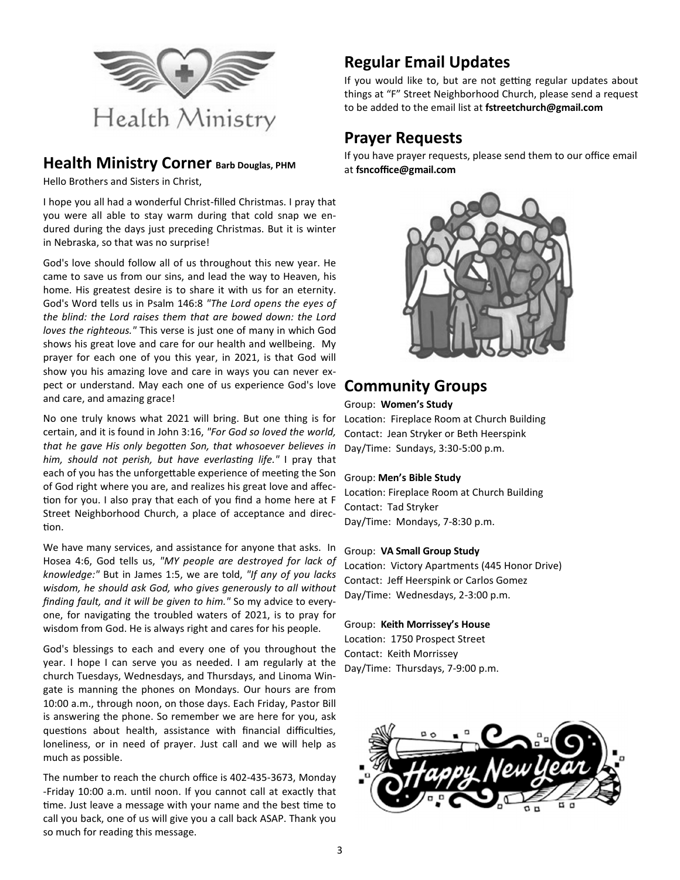## Health Ministry Corner Barb Douglas, PHM

Hello Brothers and Sisters in Christ,

I hope you all had a wonderful Christ-filled Christmas. I pray that you were all able to stay warm during that cold snap we endured during the days just preceding Christmas. But it is winter in Nebraska, so that was no surprise!

God's love should follow all of us throughout this new year. He came to save us from our sins, and lead the way to Heaven, his home. His greatest desire is to share it with us for an eternity. God's Word tells us in Psalm 146:8 *"The Lord opens the eyes of the blind: the Lord raises them that are bowed down: the Lord loves the righteous."* This verse is just one of many in which God shows his great love and care for our health and wellbeing. My prayer for each one of you this year, in 2021, is that God will show you his amazing love and care in ways you can never expect or understand. May each one of us experience God's love and care, and amazing grace!

No one truly knows what 2021 will bring. But one thing is for certain, and it is found in John 3:16, *"For God so loved the world, that he gave His only begotten Son, that whosoever believes in him, should not perish, but have everlasting life."* I pray that each of you has the unforgettable experience of meeting the Son of God right where you are, and realizes his great love and affection for you. I also pray that each of you find a home here at F Street Neighborhood Church, a place of acceptance and direction.

We have many services, and assistance for anyone that asks. In Hosea 4:6, God tells us, *"MY people are destroyed for lack of knowledge:"* But in James 1:5, we are told, *"If any of you lacks wisdom, he should ask God, who gives generously to all without finding fault, and it will be given to him."* So my advice to everyone, for navigating the troubled waters of 2021, is to pray for wisdom from God. He is always right and cares for his people.

God's blessings to each and every one of you throughout the year. I hope I can serve you as needed. I am regularly at the church Tuesdays, Wednesdays, and Thursdays, and Linoma Wingate is manning the phones on Mondays. Our hours are from 10:00 a.m., through noon, on those days. Each Friday, Pastor Bill is answering the phone. So remember we are here for you, ask questions about health, assistance with financial difficulties, loneliness, or in need of prayer. Just call and we will help as much as possible.

The number to reach the church office is 402-435-3673, Monday -Friday 10:00 a.m. until noon. If you cannot call at exactly that time. Just leave a message with your name and the best time to call you back, one of us will give you a call back ASAP. Thank you so much for reading this message.

## Regular Email Updates

If you would like to, but are not getting regular updates about things at "F" Street Neighborhood Church, please send a request to be added to the email list at **fstreetchurch@gmail.com**

## Prayer Requests

If you have prayer requests, please send them to our office email at **fsncoffice@gmail.com**

## Community Groups

Group: **Women's Study**
Location: Fireplace Room at Church Building
Contact: Jean Stryker or Beth Heerspink
Day/Time: Sundays, 3:30-5:00 p.m.

Group: **Men's Bible Study**
Location: Fireplace Room at Church Building
Contact: Tad Stryker
Day/Time: Mondays, 7-8:30 p.m.

Group: **VA Small Group Study**
Location: Victory Apartments (445 Honor Drive)
Contact: Jeff Heerspink or Carlos Gomez
Day/Time: Wednesdays, 2-3:00 p.m.

Group: **Keith Morrissey's House**
Location: 1750 Prospect Street
Contact: Keith Morrissey
Day/Time: Thursdays, 7-9:00 p.m.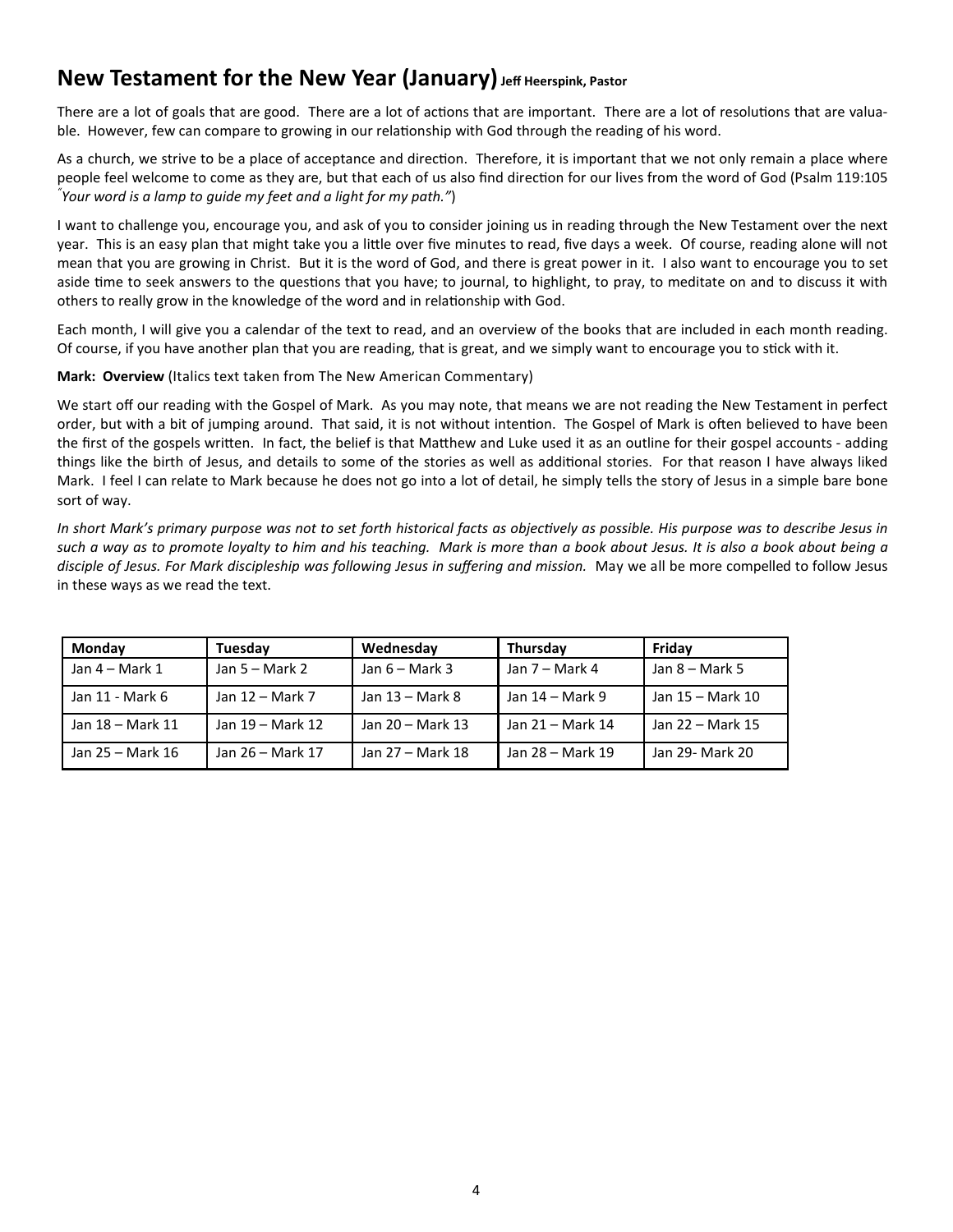## New Testament for the New Year (January) Jeff Heerspink, Pastor

There are a lot of goals that are good. There are a lot of actions that are important. There are a lot of resolutions that are valuable. However, few can compare to growing in our relationship with God through the reading of his word.

As a church, we strive to be a place of acceptance and direction. Therefore, it is important that we not only remain a place where people feel welcome to come as they are, but that each of us also find direction for our lives from the word of God (Psalm 119:105 *"Your word is a lamp to guide my feet and a light for my path."*)

I want to challenge you, encourage you, and ask of you to consider joining us in reading through the New Testament over the next year. This is an easy plan that might take you a little over five minutes to read, five days a week. Of course, reading alone will not mean that you are growing in Christ. But it is the word of God, and there is great power in it. I also want to encourage you to set aside time to seek answers to the questions that you have; to journal, to highlight, to pray, to meditate on and to discuss it with others to really grow in the knowledge of the word and in relationship with God.

Each month, I will give you a calendar of the text to read, and an overview of the books that are included in each month reading. Of course, if you have another plan that you are reading, that is great, and we simply want to encourage you to stick with it.

**Mark: Overview** (Italics text taken from The New American Commentary)

We start off our reading with the Gospel of Mark. As you may note, that means we are not reading the New Testament in perfect order, but with a bit of jumping around. That said, it is not without intention. The Gospel of Mark is often believed to have been the first of the gospels written. In fact, the belief is that Matthew and Luke used it as an outline for their gospel accounts - adding things like the birth of Jesus, and details to some of the stories as well as additional stories. For that reason I have always liked Mark. I feel I can relate to Mark because he does not go into a lot of detail, he simply tells the story of Jesus in a simple bare bone sort of way.

*In short Mark's primary purpose was not to set forth historical facts as objectively as possible. His purpose was to describe Jesus in such a way as to promote loyalty to him and his teaching. Mark is more than a book about Jesus. It is also a book about being a disciple of Jesus. For Mark discipleship was following Jesus in suffering and mission.* May we all be more compelled to follow Jesus in these ways as we read the text.

| Monday | Tuesday | Wednesday | Thursday | Friday |
|---|---|---|---|---|
| Jan 4 – Mark 1 | Jan 5 – Mark 2 | Jan 6 – Mark 3 | Jan 7 – Mark 4 | Jan 8 – Mark 5 |
| Jan 11 - Mark 6 | Jan 12 – Mark 7 | Jan 13 – Mark 8 | Jan 14 – Mark 9 | Jan 15 – Mark 10 |
| Jan 18 – Mark 11 | Jan 19 – Mark 12 | Jan 20 – Mark 13 | Jan 21 – Mark 14 | Jan 22 – Mark 15 |
| Jan 25 – Mark 16 | Jan 26 – Mark 17 | Jan 27 – Mark 18 | Jan 28 – Mark 19 | Jan 29- Mark 20 |